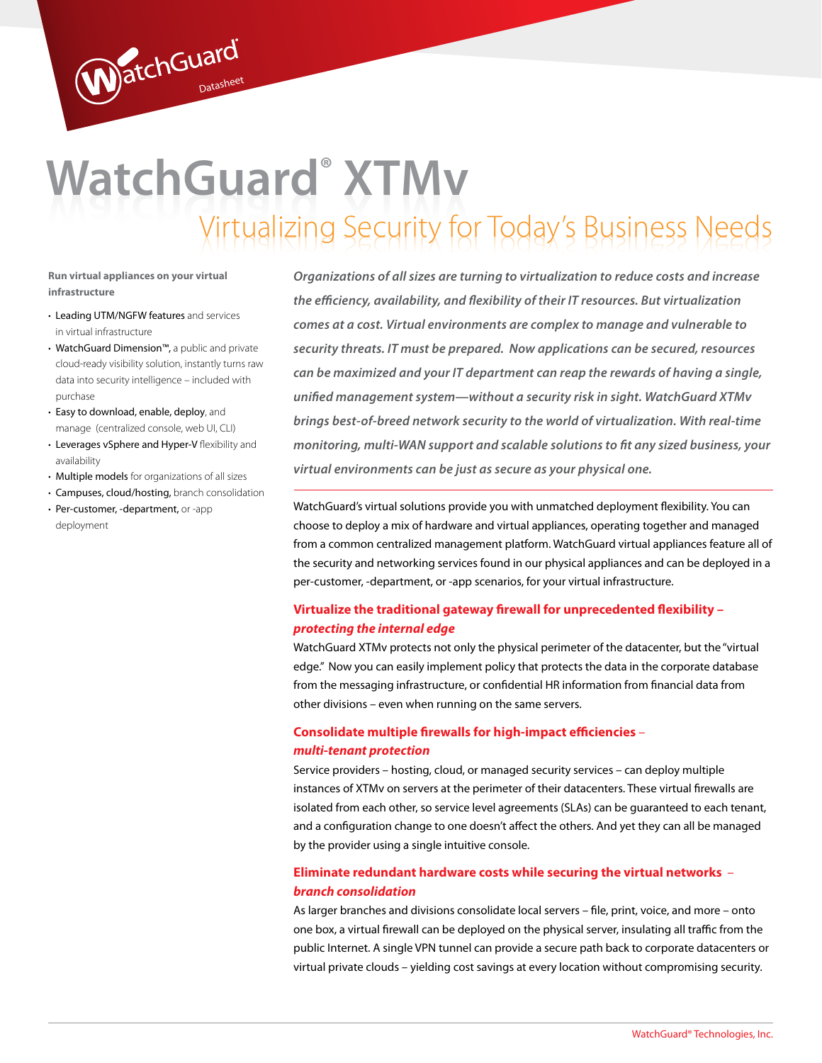WatchGuard Datasheet

# WatchGuard® XTMv

## Virtualizing Security for Today's Business Needs

**Run virtual appliances on your virtual infrastructure**

- Leading UTM/NGFW features and services in virtual infrastructure
- WatchGuard Dimension™, a public and private cloud-ready visibility solution, instantly turns raw data into security intelligence – included with purchase
- Easy to download, enable, deploy, and manage (centralized console, web UI, CLI)
- Leverages vSphere and Hyper-V flexibility and availability
- Multiple models for organizations of all sizes
- Campuses, cloud/hosting, branch consolidation
- Per-customer, -department, or -app deployment

***Organizations of all sizes are turning to virtualization to reduce costs and increase the efficiency, availability, and flexibility of their IT resources. But virtualization comes at a cost. Virtual environments are complex to manage and vulnerable to security threats. IT must be prepared. Now applications can be secured, resources can be maximized and your IT department can reap the rewards of having a single, unified management system—without a security risk in sight. WatchGuard XTMv brings best-of-breed network security to the world of virtualization. With real-time monitoring, multi-WAN support and scalable solutions to fit any sized business, your virtual environments can be just as secure as your physical one.***

WatchGuard's virtual solutions provide you with unmatched deployment flexibility. You can choose to deploy a mix of hardware and virtual appliances, operating together and managed from a common centralized management platform. WatchGuard virtual appliances feature all of the security and networking services found in our physical appliances and can be deployed in a per-customer, -department, or -app scenarios, for your virtual infrastructure.

### Virtualize the traditional gateway firewall for unprecedented flexibility – *protecting the internal edge*

WatchGuard XTMv protects not only the physical perimeter of the datacenter, but the "virtual edge." Now you can easily implement policy that protects the data in the corporate database from the messaging infrastructure, or confidential HR information from financial data from other divisions – even when running on the same servers.

### Consolidate multiple firewalls for high-impact efficiencies – *multi-tenant protection*

Service providers – hosting, cloud, or managed security services – can deploy multiple instances of XTMv on servers at the perimeter of their datacenters. These virtual firewalls are isolated from each other, so service level agreements (SLAs) can be guaranteed to each tenant, and a configuration change to one doesn't affect the others. And yet they can all be managed by the provider using a single intuitive console.

### Eliminate redundant hardware costs while securing the virtual networks – *branch consolidation*

As larger branches and divisions consolidate local servers – file, print, voice, and more – onto one box, a virtual firewall can be deployed on the physical server, insulating all traffic from the public Internet. A single VPN tunnel can provide a secure path back to corporate datacenters or virtual private clouds – yielding cost savings at every location without compromising security.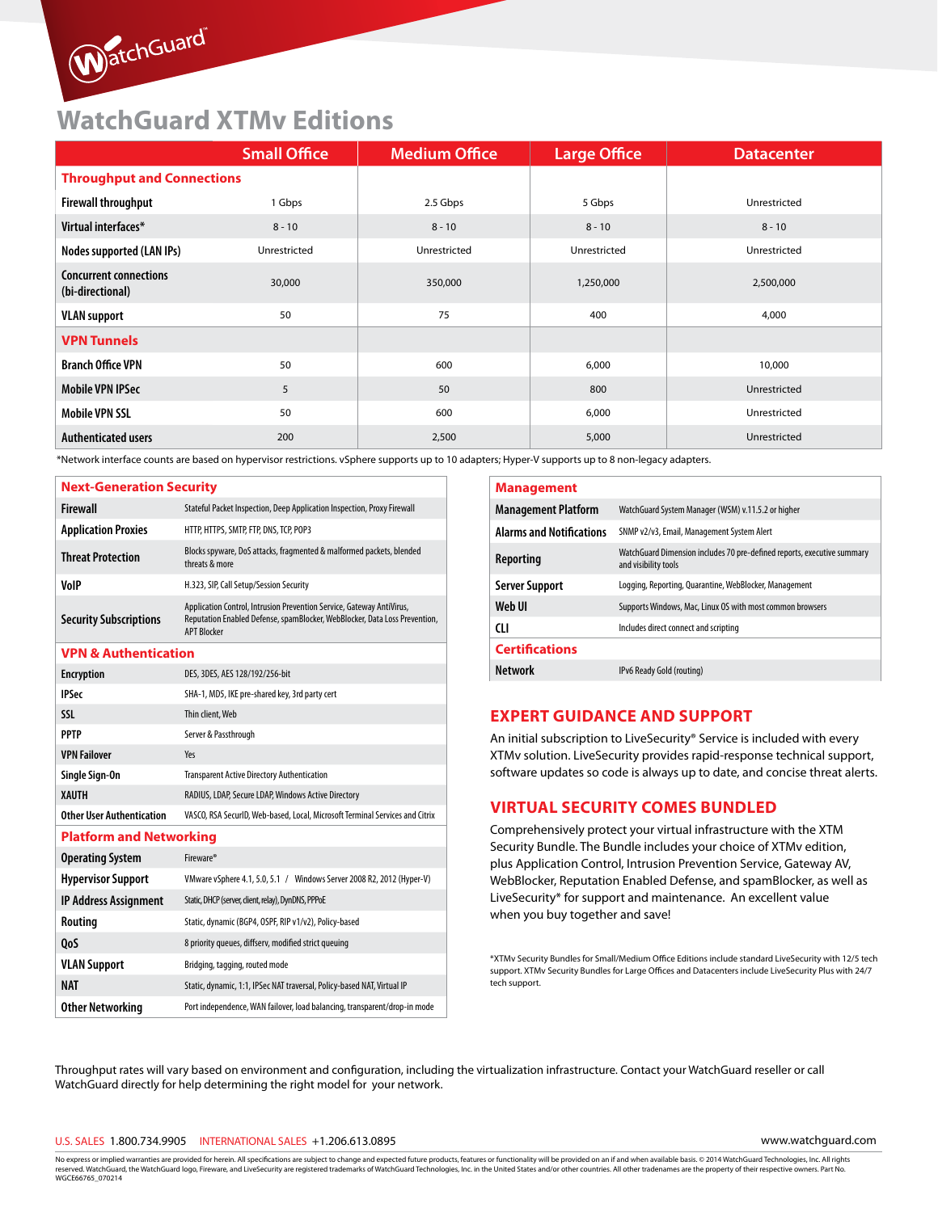# WatchGuard XTMv Editions

| | Small Office | Medium Office | Large Office | Datacenter |
|---|---|---|---|---|
| **Throughput and Connections** | | | | |
| Firewall throughput | 1 Gbps | 2.5 Gbps | 5 Gbps | Unrestricted |
| Virtual interfaces* | 8 - 10 | 8 - 10 | 8 - 10 | 8 - 10 |
| Nodes supported (LAN IPs) | Unrestricted | Unrestricted | Unrestricted | Unrestricted |
| Concurrent connections (bi-directional) | 30,000 | 350,000 | 1,250,000 | 2,500,000 |
| VLAN support | 50 | 75 | 400 | 4,000 |
| **VPN Tunnels** | | | | |
| Branch Office VPN | 50 | 600 | 6,000 | 10,000 |
| Mobile VPN IPSec | 5 | 50 | 800 | Unrestricted |
| Mobile VPN SSL | 50 | 600 | 6,000 | Unrestricted |
| Authenticated users | 200 | 2,500 | 5,000 | Unrestricted |

*Network interface counts are based on hypervisor restrictions. vSphere supports up to 10 adapters; Hyper-V supports up to 8 non-legacy adapters.

| | |
|---|---|
| **Next-Generation Security** | |
| Firewall | Stateful Packet Inspection, Deep Application Inspection, Proxy Firewall |
| Application Proxies | HTTP, HTTPS, SMTP, FTP, DNS, TCP, POP3 |
| Threat Protection | Blocks spyware, DoS attacks, fragmented & malformed packets, blended threats & more |
| VoIP | H.323, SIP, Call Setup/Session Security |
| Security Subscriptions | Application Control, Intrusion Prevention Service, Gateway AntiVirus, Reputation Enabled Defense, spamBlocker, WebBlocker, Data Loss Prevention, APT Blocker |
| **VPN & Authentication** | |
| Encryption | DES, 3DES, AES 128/192/256-bit |
| IPSec | SHA-1, MD5, IKE pre-shared key, 3rd party cert |
| SSL | Thin client, Web |
| PPTP | Server & Passthrough |
| VPN Failover | Yes |
| Single Sign-On | Transparent Active Directory Authentication |
| XAUTH | RADIUS, LDAP, Secure LDAP, Windows Active Directory |
| Other User Authentication | VASCO, RSA SecurID, Web-based, Local, Microsoft Terminal Services and Citrix |
| **Platform and Networking** | |
| Operating System | Fireware® |
| Hypervisor Support | VMware vSphere 4.1, 5.0, 5.1 / Windows Server 2008 R2, 2012 (Hyper-V) |
| IP Address Assignment | Static, DHCP (server, client, relay), DynDNS, PPPoE |
| Routing | Static, dynamic (BGP4, OSPF, RIP v1/v2), Policy-based |
| QoS | 8 priority queues, diffserv, modified strict queuing |
| VLAN Support | Bridging, tagging, routed mode |
| NAT | Static, dynamic, 1:1, IPSec NAT traversal, Policy-based NAT, Virtual IP |
| Other Networking | Port independence, WAN failover, load balancing, transparent/drop-in mode |

| | |
|---|---|
| **Management** | |
| Management Platform | WatchGuard System Manager (WSM) v.11.5.2 or higher |
| Alarms and Notifications | SNMP v2/v3, Email, Management System Alert |
| Reporting | WatchGuard Dimension includes 70 pre-defined reports, executive summary and visibility tools |
| Server Support | Logging, Reporting, Quarantine, WebBlocker, Management |
| Web UI | Supports Windows, Mac, Linux OS with most common browsers |
| CLI | Includes direct connect and scripting |
| **Certifications** | |
| Network | IPv6 Ready Gold (routing) |

## EXPERT GUIDANCE AND SUPPORT

An initial subscription to LiveSecurity® Service is included with every XTMv solution. LiveSecurity provides rapid-response technical support, software updates so code is always up to date, and concise threat alerts.

## VIRTUAL SECURITY COMES BUNDLED

Comprehensively protect your virtual infrastructure with the XTM Security Bundle. The Bundle includes your choice of XTMv edition, plus Application Control, Intrusion Prevention Service, Gateway AV, WebBlocker, Reputation Enabled Defense, and spamBlocker, as well as LiveSecurity* for support and maintenance. An excellent value when you buy together and save!

*XTMv Security Bundles for Small/Medium Office Editions include standard LiveSecurity with 12/5 tech support. XTMv Security Bundles for Large Offices and Datacenters include LiveSecurity Plus with 24/7 tech support.

Throughput rates will vary based on environment and configuration, including the virtualization infrastructure. Contact your WatchGuard reseller or call WatchGuard directly for help determining the right model for your network.

U.S. SALES 1.800.734.9905 INTERNATIONAL SALES +1.206.613.0895 www.watchguard.com

No express or implied warranties are provided for herein. All specifications are subject to change and expected future products, features or functionality will be provided on an if and when available basis. © 2014 WatchGuard Technologies, Inc. All rights reserved. WatchGuard, the WatchGuard logo, Fireware, and LiveSecurity are registered trademarks of WatchGuard Technologies, Inc. in the United States and/or other countries. All other tradenames are the property of their respective owners. Part No. WGCE66765_070214